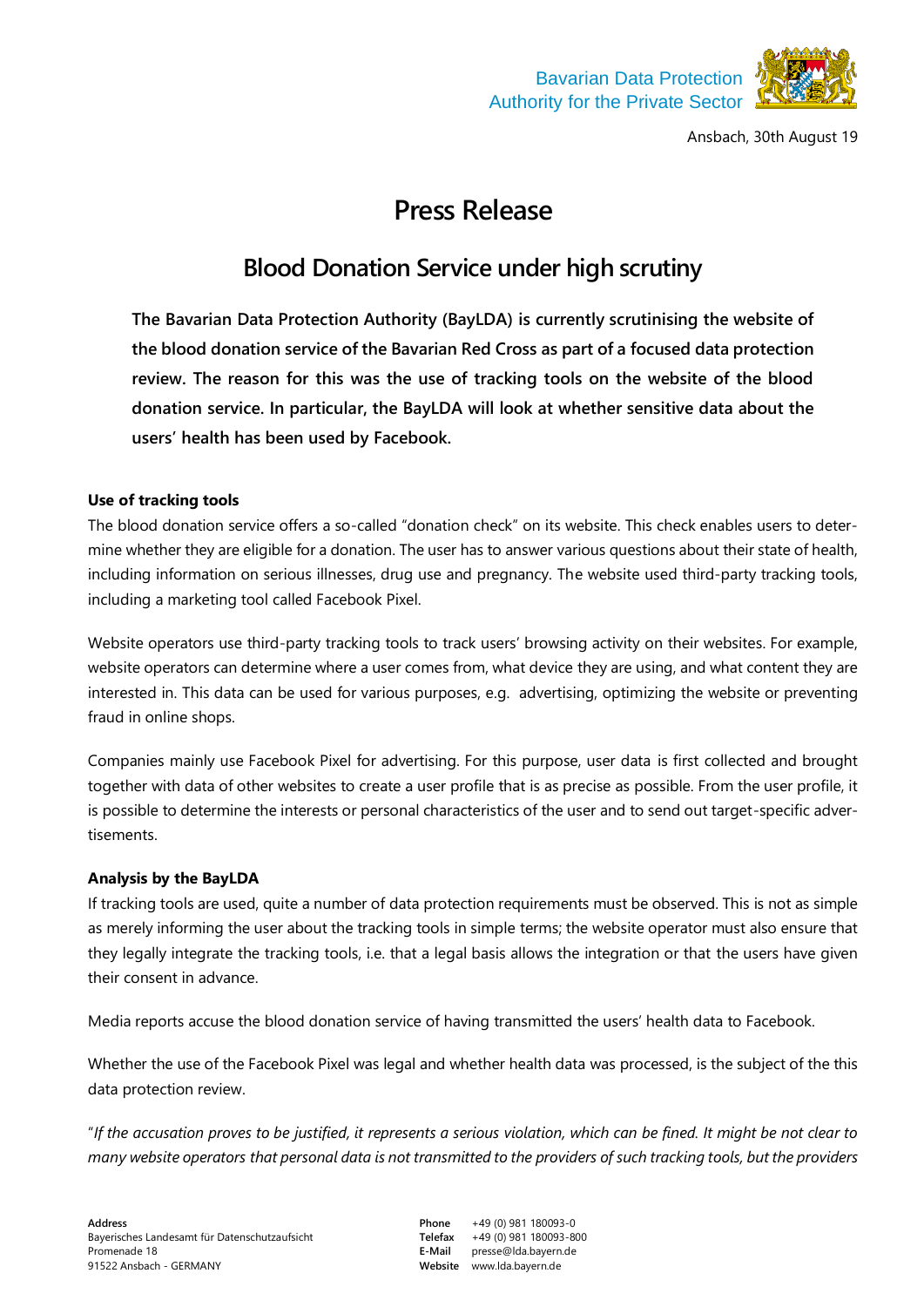Bavarian Data Protection Authority for the Private Sector

Ansbach, 30th August 19

# Press Release

## Blood Donation Service under high scrutiny

**The Bavarian Data Protection Authority (BayLDA) is currently scrutinising the website of the blood donation service of the Bavarian Red Cross as part of a focused data protection review. The reason for this was the use of tracking tools on the website of the blood donation service. In particular, the BayLDA will look at whether sensitive data about the users' health has been used by Facebook.**

### Use of tracking tools

The blood donation service offers a so-called "donation check" on its website. This check enables users to determine whether they are eligible for a donation. The user has to answer various questions about their state of health, including information on serious illnesses, drug use and pregnancy. The website used third-party tracking tools, including a marketing tool called Facebook Pixel.

Website operators use third-party tracking tools to track users' browsing activity on their websites. For example, website operators can determine where a user comes from, what device they are using, and what content they are interested in. This data can be used for various purposes, e.g. advertising, optimizing the website or preventing fraud in online shops.

Companies mainly use Facebook Pixel for advertising. For this purpose, user data is first collected and brought together with data of other websites to create a user profile that is as precise as possible. From the user profile, it is possible to determine the interests or personal characteristics of the user and to send out target-specific advertisements.

### Analysis by the BayLDA

If tracking tools are used, quite a number of data protection requirements must be observed. This is not as simple as merely informing the user about the tracking tools in simple terms; the website operator must also ensure that they legally integrate the tracking tools, i.e. that a legal basis allows the integration or that the users have given their consent in advance.

Media reports accuse the blood donation service of having transmitted the users' health data to Facebook.

Whether the use of the Facebook Pixel was legal and whether health data was processed, is the subject of the this data protection review.

"*If the accusation proves to be justified, it represents a serious violation, which can be fined. It might be not clear to many website operators that personal data is not transmitted to the providers of such tracking tools, but the providers*

**Address**
Bayerisches Landesamt für Datenschutzaufsicht
Promenade 18
91522 Ansbach - GERMANY

**Phone** +49 (0) 981 180093-0
**Telefax** +49 (0) 981 180093-800
**E-Mail** presse@lda.bayern.de
**Website** www.lda.bayern.de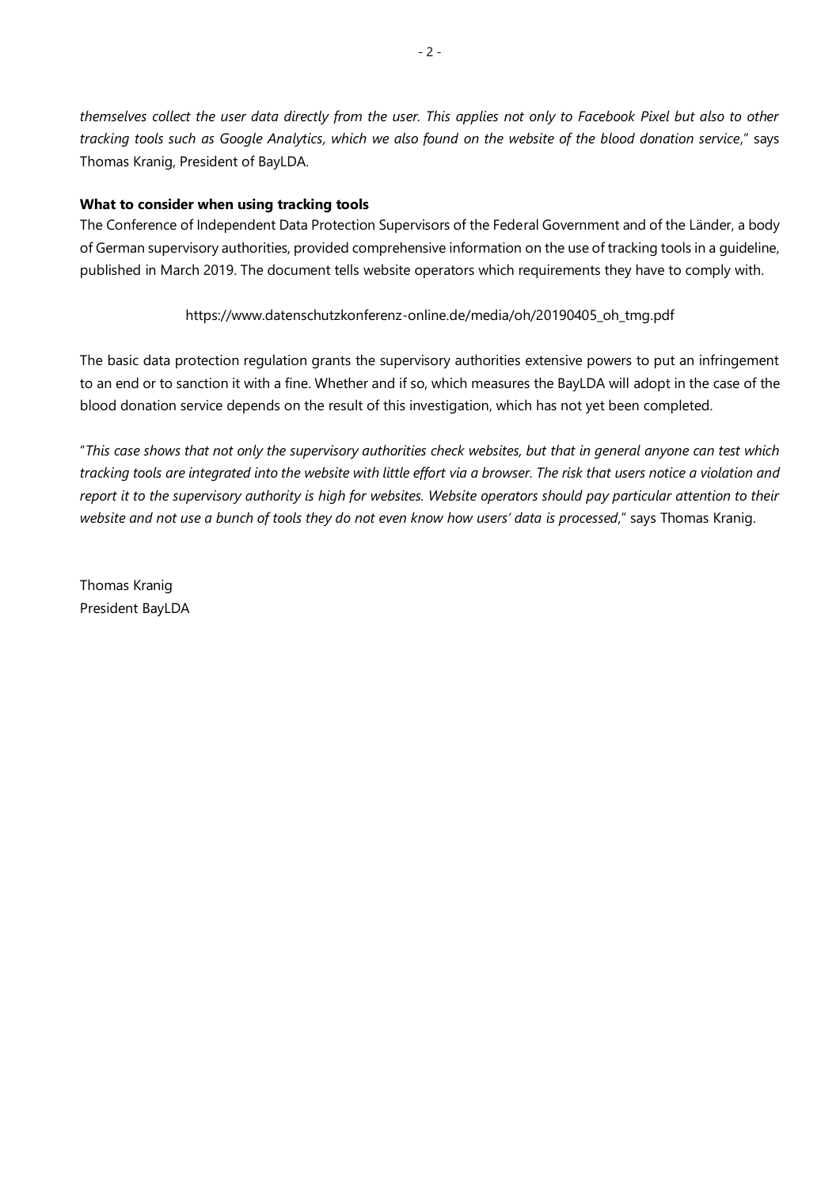*themselves collect the user data directly from the user. This applies not only to Facebook Pixel but also to other tracking tools such as Google Analytics, which we also found on the website of the blood donation service*," says Thomas Kranig, President of BayLDA.

**What to consider when using tracking tools**

The Conference of Independent Data Protection Supervisors of the Federal Government and of the Länder, a body of German supervisory authorities, provided comprehensive information on the use of tracking tools in a guideline, published in March 2019. The document tells website operators which requirements they have to comply with.

https://www.datenschutzkonferenz-online.de/media/oh/20190405_oh_tmg.pdf

The basic data protection regulation grants the supervisory authorities extensive powers to put an infringement to an end or to sanction it with a fine. Whether and if so, which measures the BayLDA will adopt in the case of the blood donation service depends on the result of this investigation, which has not yet been completed.

"*This case shows that not only the supervisory authorities check websites, but that in general anyone can test which tracking tools are integrated into the website with little effort via a browser. The risk that users notice a violation and report it to the supervisory authority is high for websites. Website operators should pay particular attention to their website and not use a bunch of tools they do not even know how users' data is processed*," says Thomas Kranig.

Thomas Kranig
President BayLDA